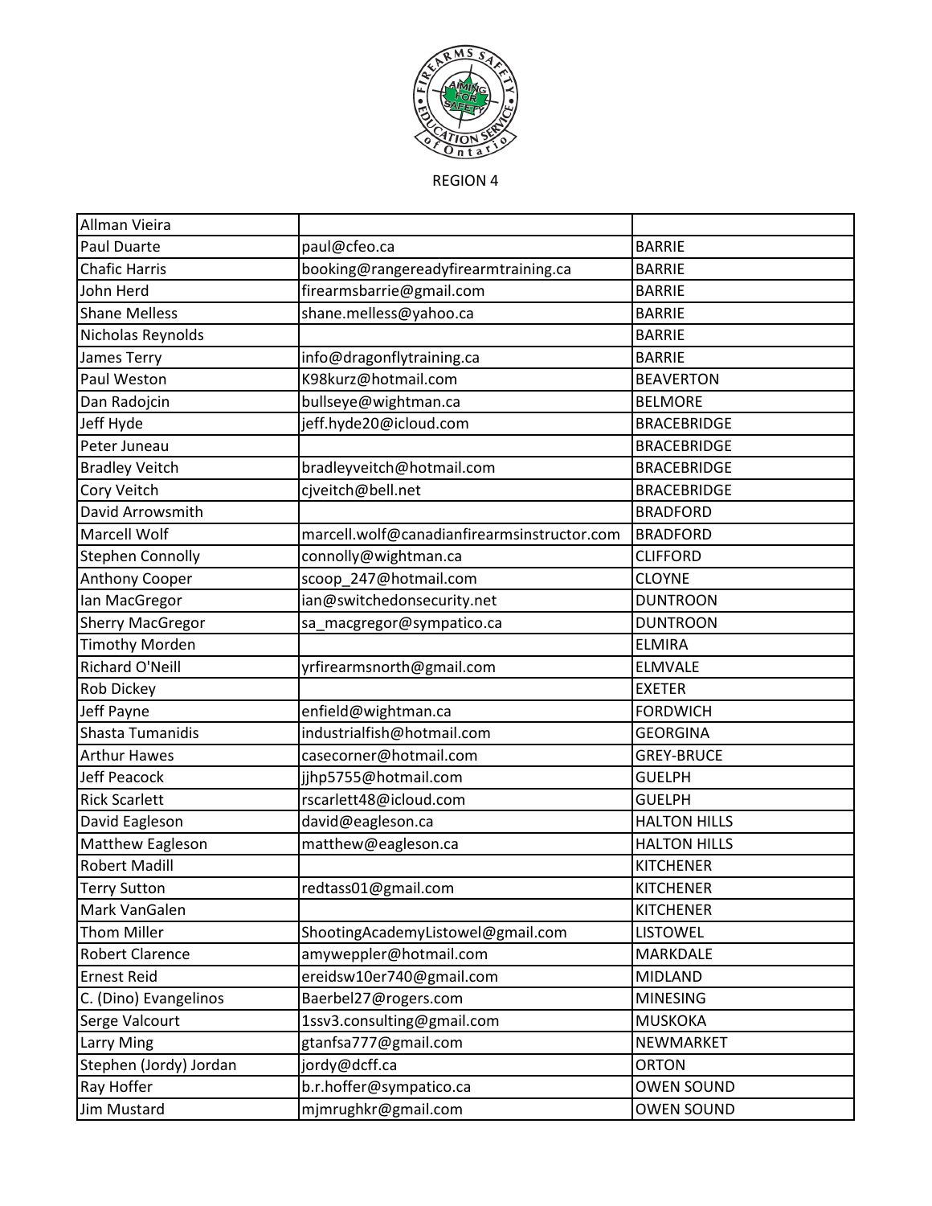REGION 4

| | | |
|---|---|---|
| Allman Vieira | | |
| Paul Duarte | paul@cfeo.ca | BARRIE |
| Chafic Harris | booking@rangereadyfirearmtraining.ca | BARRIE |
| John Herd | firearmsbarrie@gmail.com | BARRIE |
| Shane Melless | shane.melless@yahoo.ca | BARRIE |
| Nicholas Reynolds | | BARRIE |
| James Terry | info@dragonflytraining.ca | BARRIE |
| Paul Weston | K98kurz@hotmail.com | BEAVERTON |
| Dan Radojcin | bullseye@wightman.ca | BELMORE |
| Jeff Hyde | jeff.hyde20@icloud.com | BRACEBRIDGE |
| Peter Juneau | | BRACEBRIDGE |
| Bradley Veitch | bradleyveitch@hotmail.com | BRACEBRIDGE |
| Cory Veitch | cjveitch@bell.net | BRACEBRIDGE |
| David Arrowsmith | | BRADFORD |
| Marcell Wolf | marcell.wolf@canadianfirearmsinstructor.com | BRADFORD |
| Stephen Connolly | connolly@wightman.ca | CLIFFORD |
| Anthony Cooper | scoop_247@hotmail.com | CLOYNE |
| Ian MacGregor | ian@switchedonsecurity.net | DUNTROON |
| Sherry MacGregor | sa_macgregor@sympatico.ca | DUNTROON |
| Timothy Morden | | ELMIRA |
| Richard O'Neill | yrfirearmsnorth@gmail.com | ELMVALE |
| Rob Dickey | | EXETER |
| Jeff Payne | enfield@wightman.ca | FORDWICH |
| Shasta Tumanidis | industrialfish@hotmail.com | GEORGINA |
| Arthur Hawes | casecorner@hotmail.com | GREY-BRUCE |
| Jeff Peacock | jjhp5755@hotmail.com | GUELPH |
| Rick Scarlett | rscarlett48@icloud.com | GUELPH |
| David Eagleson | david@eagleson.ca | HALTON HILLS |
| Matthew Eagleson | matthew@eagleson.ca | HALTON HILLS |
| Robert Madill | | KITCHENER |
| Terry Sutton | redtass01@gmail.com | KITCHENER |
| Mark VanGalen | | KITCHENER |
| Thom Miller | ShootingAcademyListowel@gmail.com | LISTOWEL |
| Robert Clarence | amyweppler@hotmail.com | MARKDALE |
| Ernest Reid | ereidsw10er740@gmail.com | MIDLAND |
| C. (Dino) Evangelinos | Baerbel27@rogers.com | MINESING |
| Serge Valcourt | 1ssv3.consulting@gmail.com | MUSKOKA |
| Larry Ming | gtanfsa777@gmail.com | NEWMARKET |
| Stephen (Jordy) Jordan | jordy@dcff.ca | ORTON |
| Ray Hoffer | b.r.hoffer@sympatico.ca | OWEN SOUND |
| Jim Mustard | mjmrughkr@gmail.com | OWEN SOUND |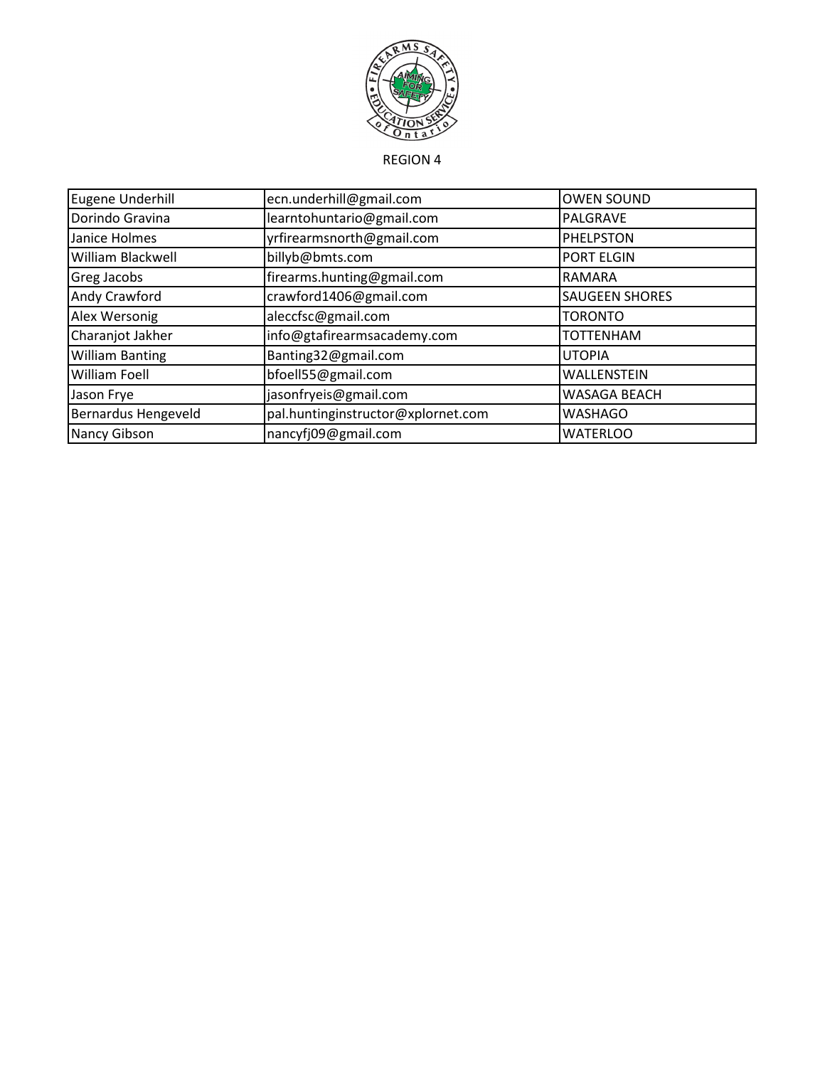REGION 4

| | | |
|---|---|---|
| Eugene Underhill | ecn.underhill@gmail.com | OWEN SOUND |
| Dorindo Gravina | learntohuntario@gmail.com | PALGRAVE |
| Janice Holmes | yrfirearmsnorth@gmail.com | PHELPSTON |
| William Blackwell | billyb@bmts.com | PORT ELGIN |
| Greg Jacobs | firearms.hunting@gmail.com | RAMARA |
| Andy Crawford | crawford1406@gmail.com | SAUGEEN SHORES |
| Alex Wersonig | aleccfsc@gmail.com | TORONTO |
| Charanjot Jakher | info@gtafirearmsacademy.com | TOTTENHAM |
| William Banting | Banting32@gmail.com | UTOPIA |
| William Foell | bfoell55@gmail.com | WALLENSTEIN |
| Jason Frye | jasonfryeis@gmail.com | WASAGA BEACH |
| Bernardus Hengeveld | pal.huntinginstructor@xplornet.com | WASHAGO |
| Nancy Gibson | nancyfj09@gmail.com | WATERLOO |